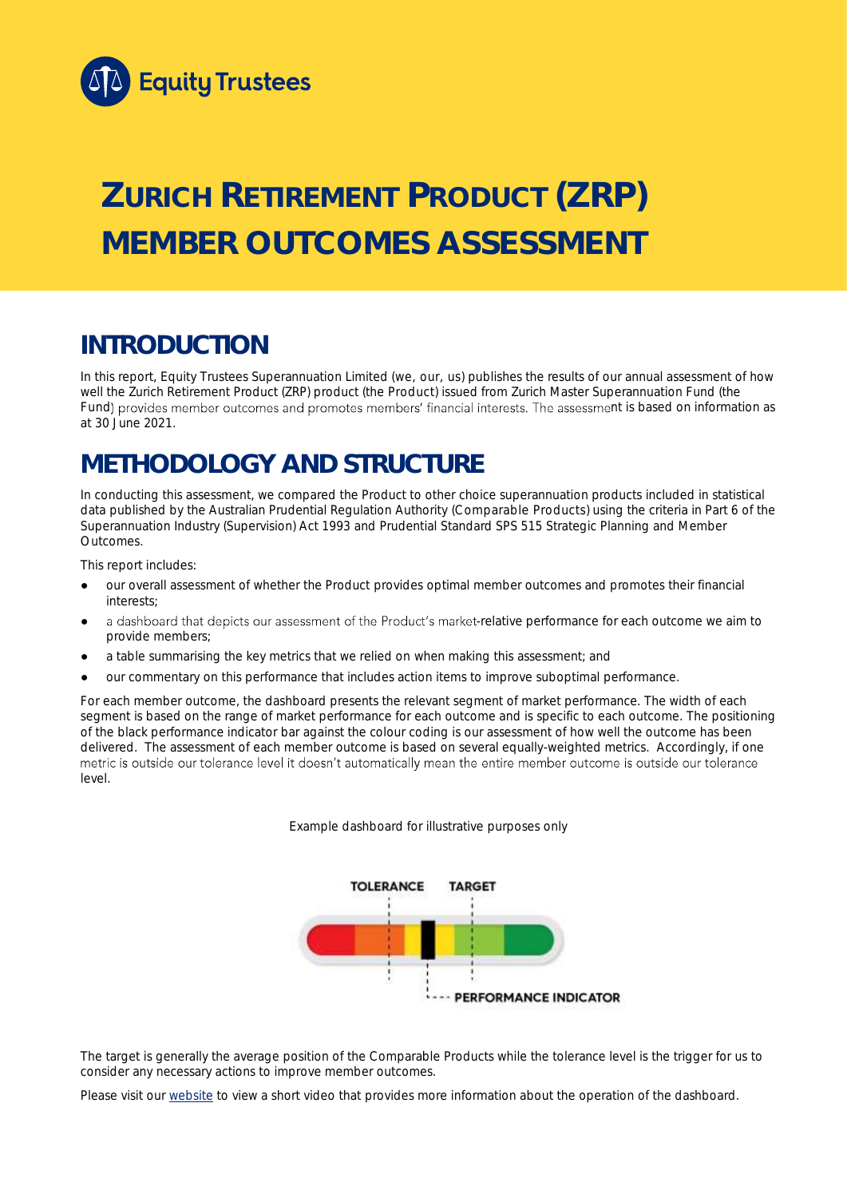Equity Trustees

# ZURICH RETIREMENT PRODUCT (ZRP) MEMBER OUTCOMES ASSESSMENT

## INTRODUCTION

In this report, Equity Trustees Superannuation Limited (we, our, us) publishes the results of our annual assessment of how well the Zurich Retirement Product (ZRP) product (the Product) issued from Zurich Master Superannuation Fund (the Fund) provides member outcomes and promotes members' financial interests. The assessment is based on information as at 30 June 2021.

## METHODOLOGY AND STRUCTURE

In conducting this assessment, we compared the Product to other choice superannuation products included in statistical data published by the Australian Prudential Regulation Authority (Comparable Products) using the criteria in Part 6 of the Superannuation Industry (Supervision) Act 1993 and Prudential Standard SPS 515 Strategic Planning and Member Outcomes.

This report includes:

- our overall assessment of whether the Product provides optimal member outcomes and promotes their financial interests;
- a dashboard that depicts our assessment of the Product's market-relative performance for each outcome we aim to provide members;
- a table summarising the key metrics that we relied on when making this assessment; and
- our commentary on this performance that includes action items to improve suboptimal performance.

For each member outcome, the dashboard presents the relevant segment of market performance. The width of each segment is based on the range of market performance for each outcome and is specific to each outcome. The positioning of the black performance indicator bar against the colour coding is our assessment of how well the outcome has been delivered. The assessment of each member outcome is based on several equally-weighted metrics. Accordingly, if one metric is outside our tolerance level it doesn't automatically mean the entire member outcome is outside our tolerance level.

Example dashboard for illustrative purposes only

TOLERANCE TARGET

PERFORMANCE INDICATOR

The target is generally the average position of the Comparable Products while the tolerance level is the trigger for us to consider any necessary actions to improve member outcomes.

Please visit our website to view a short video that provides more information about the operation of the dashboard.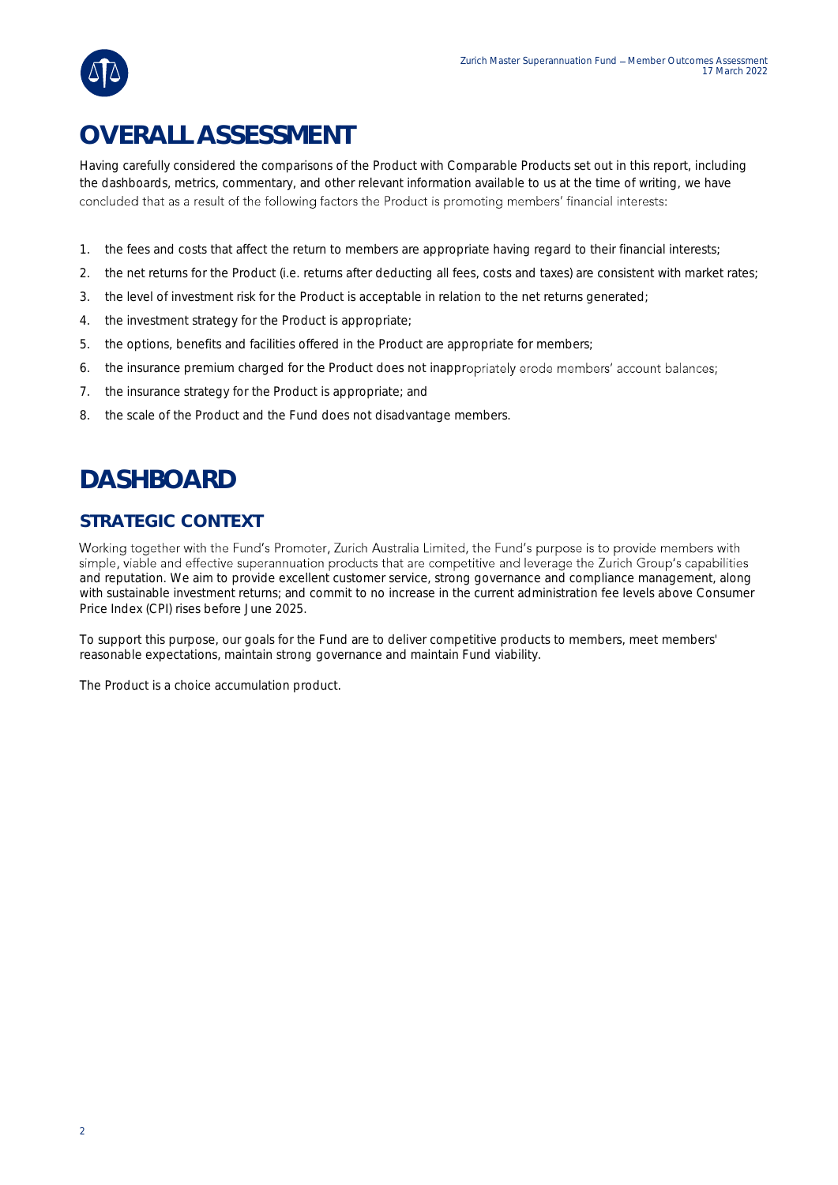# OVERALL ASSESSMENT

Having carefully considered the comparisons of the Product with Comparable Products set out in this report, including the dashboards, metrics, commentary, and other relevant information available to us at the time of writing, we have concluded that as a result of the following factors the Product is promoting members' financial interests:

1. the fees and costs that affect the return to members are appropriate having regard to their financial interests;
2. the net returns for the Product (i.e. returns after deducting all fees, costs and taxes) are consistent with market rates;
3. the level of investment risk for the Product is acceptable in relation to the net returns generated;
4. the investment strategy for the Product is appropriate;
5. the options, benefits and facilities offered in the Product are appropriate for members;
6. the insurance premium charged for the Product does not inappropriately erode members' account balances;
7. the insurance strategy for the Product is appropriate; and
8. the scale of the Product and the Fund does not disadvantage members.

# DASHBOARD

## STRATEGIC CONTEXT

Working together with the Fund's Promoter, Zurich Australia Limited, the Fund's purpose is to provide members with simple, viable and effective superannuation products that are competitive and leverage the Zurich Group's capabilities and reputation. We aim to provide excellent customer service, strong governance and compliance management, along with sustainable investment returns; and commit to no increase in the current administration fee levels above Consumer Price Index (CPI) rises before June 2025.

To support this purpose, our goals for the Fund are to deliver competitive products to members, meet members' reasonable expectations, maintain strong governance and maintain Fund viability.

The Product is a choice accumulation product.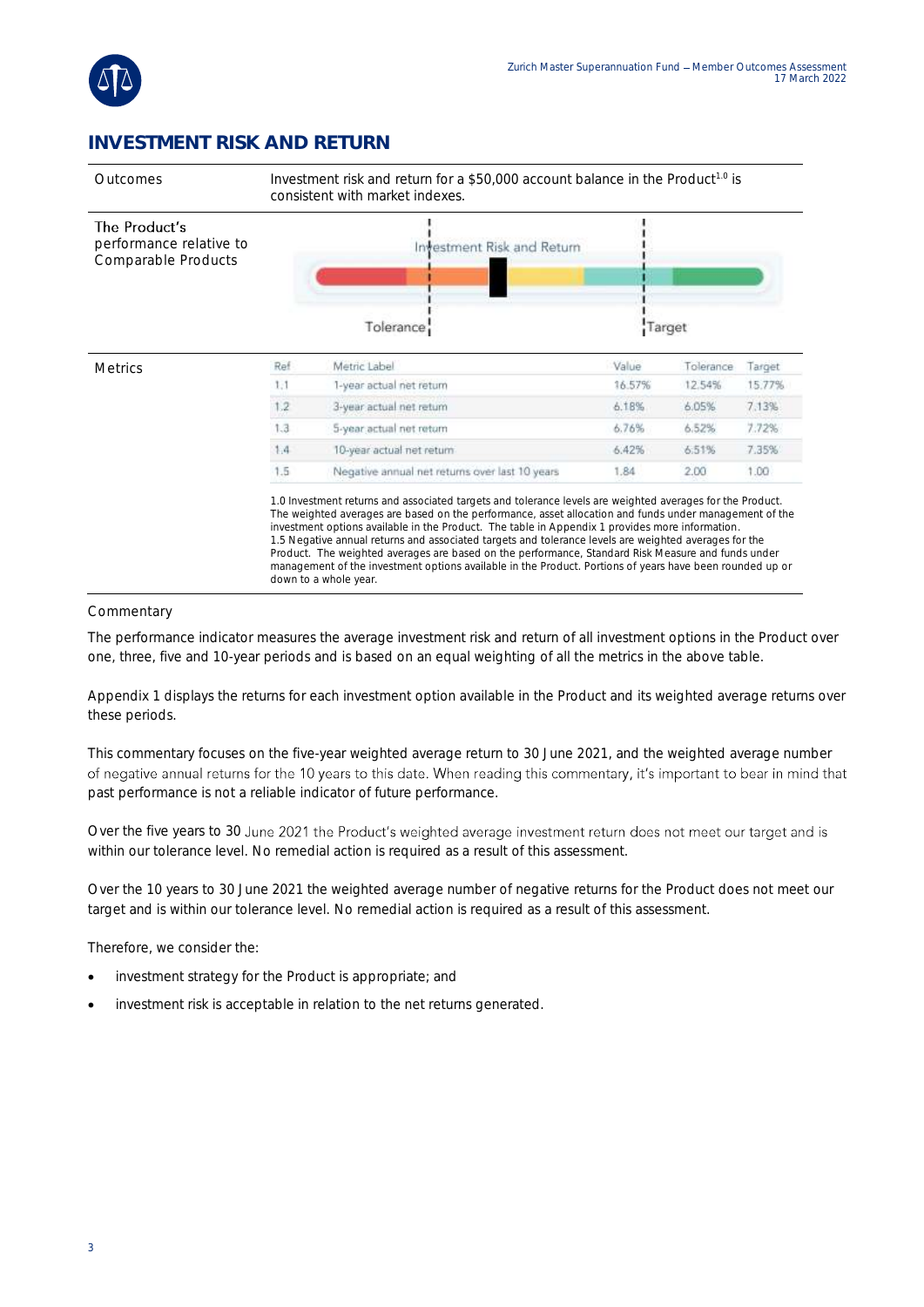## INVESTMENT RISK AND RETURN

| | |
|---|---|
| Outcomes | Investment risk and return for a $50,000 account balance in the Product[1.0] is consistent with market indexes. |
| The Product's performance relative to Comparable Products | Investment Risk and Return — Tolerance / Target |

**Metrics**

| Ref | Metric Label | Value | Tolerance | Target |
|---|---|---|---|---|
| 1.1 | 1-year actual net return | 16.57% | 12.54% | 15.77% |
| 1.2 | 3-year actual net return | 6.18% | 6.05% | 7.13% |
| 1.3 | 5-year actual net return | 6.76% | 6.52% | 7.72% |
| 1.4 | 10-year actual net return | 6.42% | 6.51% | 7.35% |
| 1.5 | Negative annual net returns over last 10 years | 1.84 | 2.00 | 1.00 |

1.0 Investment returns and associated targets and tolerance levels are weighted averages for the Product. The weighted averages are based on the performance, asset allocation and funds under management of the investment options available in the Product. The table in Appendix 1 provides more information.
1.5 Negative annual returns and associated targets and tolerance levels are weighted averages for the Product. The weighted averages are based on the performance, Standard Risk Measure and funds under management of the investment options available in the Product. Portions of years have been rounded up or down to a whole year.

Commentary

The performance indicator measures the average investment risk and return of all investment options in the Product over one, three, five and 10-year periods and is based on an equal weighting of all the metrics in the above table.

Appendix 1 displays the returns for each investment option available in the Product and its weighted average returns over these periods.

This commentary focuses on the five-year weighted average return to 30 June 2021, and the weighted average number of negative annual returns for the 10 years to this date. When reading this commentary, it's important to bear in mind that past performance is not a reliable indicator of future performance.

Over the five years to 30 June 2021 the Product's weighted average investment return does not meet our target and is within our tolerance level. No remedial action is required as a result of this assessment.

Over the 10 years to 30 June 2021 the weighted average number of negative returns for the Product does not meet our target and is within our tolerance level. No remedial action is required as a result of this assessment.

Therefore, we consider the:

- investment strategy for the Product is appropriate; and
- investment risk is acceptable in relation to the net returns generated.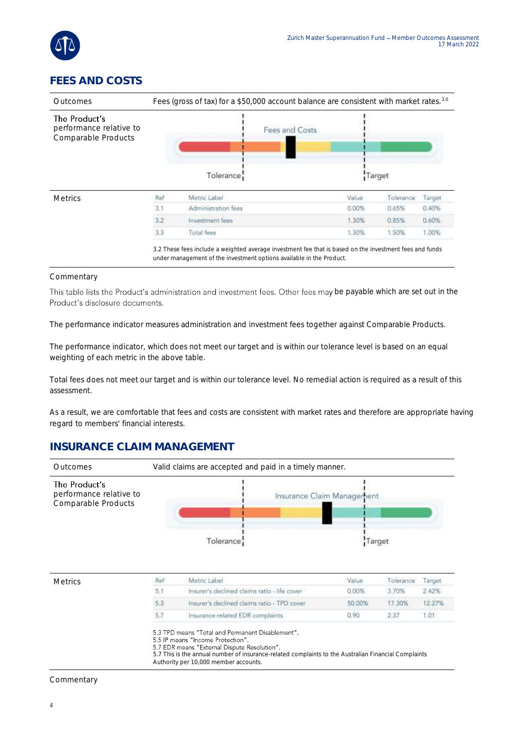## FEES AND COSTS

| | |
|---|---|
| Outcomes | Fees (gross of tax) for a $50,000 account balance are consistent with market rates.[3.0] |
| The Product's performance relative to Comparable Products | Fees and Costs — Tolerance / Target |

**Metrics**

| Ref | Metric Label | Value | Tolerance | Target |
|---|---|---|---|---|
| 3.1 | Administration fees | 0.00% | 0.65% | 0.40% |
| 3.2 | Investment fees | 1.30% | 0.85% | 0.60% |
| 3.3 | Total fees | 1.30% | 1.50% | 1.00% |

3.2 These fees include a weighted average investment fee that is based on the investment fees and funds under management of the investment options available in the Product.

Commentary

This table lists the Product's administration and investment fees. Other fees may be payable which are set out in the Product's disclosure documents.

The performance indicator measures administration and investment fees together against Comparable Products.

The performance indicator, which does not meet our target and is within our tolerance level is based on an equal weighting of each metric in the above table.

Total fees does not meet our target and is within our tolerance level. No remedial action is required as a result of this assessment.

As a result, we are comfortable that fees and costs are consistent with market rates and therefore are appropriate having regard to members' financial interests.

## INSURANCE CLAIM MANAGEMENT

| | |
|---|---|
| Outcomes | Valid claims are accepted and paid in a timely manner. |
| The Product's performance relative to Comparable Products | Insurance Claim Management — Tolerance / Target |

**Metrics**

| Ref | Metric Label | Value | Tolerance | Target |
|---|---|---|---|---|
| 5.1 | Insurer's declined claims ratio - life cover | 0.00% | 3.70% | 2.42% |
| 5.3 | Insurer's declined claims ratio - TPD cover | 50.00% | 17.30% | 12.27% |
| 5.7 | Insurance-related EDR complaints | 0.90 | 2.37 | 1.01 |

5.3 TPD means "Total and Permanent Disablement".
5.5 IP means "Income Protection".
5.7 EDR means "External Dispute Resolution".
5.7 This is the annual number of insurance-related complaints to the Australian Financial Complaints Authority per 10,000 member accounts.

Commentary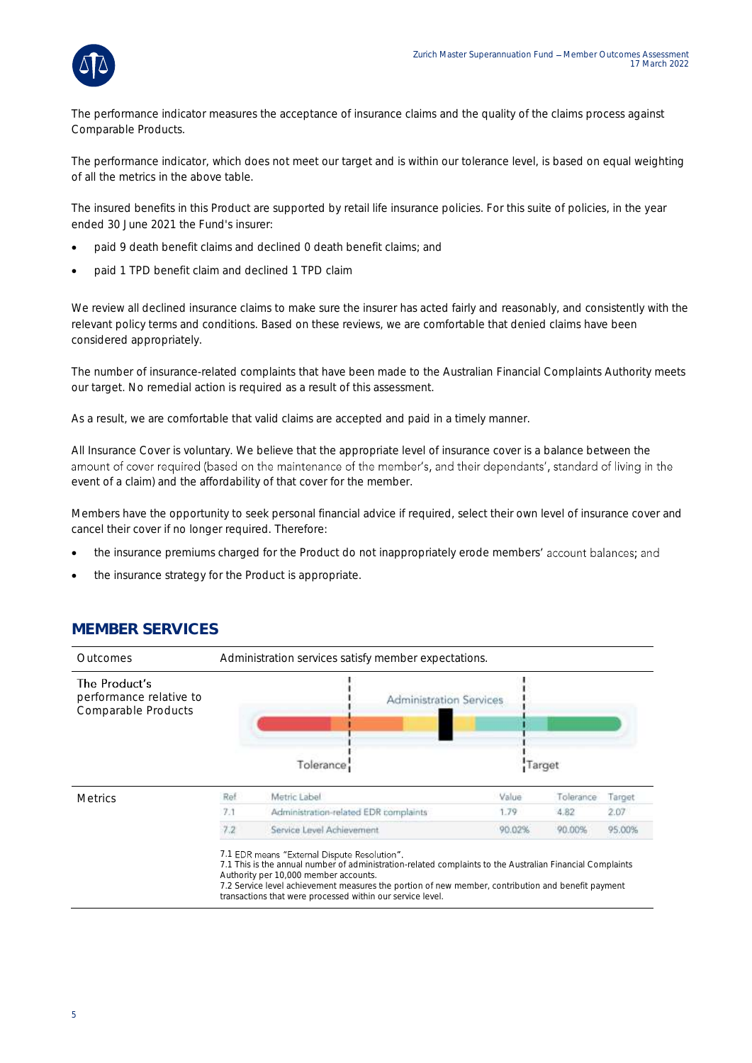The performance indicator measures the acceptance of insurance claims and the quality of the claims process against Comparable Products.

The performance indicator, which does not meet our target and is within our tolerance level, is based on equal weighting of all the metrics in the above table.

The insured benefits in this Product are supported by retail life insurance policies. For this suite of policies, in the year ended 30 June 2021 the Fund's insurer:

- paid 9 death benefit claims and declined 0 death benefit claims; and
- paid 1 TPD benefit claim and declined 1 TPD claim

We review all declined insurance claims to make sure the insurer has acted fairly and reasonably, and consistently with the relevant policy terms and conditions. Based on these reviews, we are comfortable that denied claims have been considered appropriately.

The number of insurance-related complaints that have been made to the Australian Financial Complaints Authority meets our target. No remedial action is required as a result of this assessment.

As a result, we are comfortable that valid claims are accepted and paid in a timely manner.

All Insurance Cover is voluntary. We believe that the appropriate level of insurance cover is a balance between the amount of cover required (based on the maintenance of the member's, and their dependants', standard of living in the event of a claim) and the affordability of that cover for the member.

Members have the opportunity to seek personal financial advice if required, select their own level of insurance cover and cancel their cover if no longer required. Therefore:

- the insurance premiums charged for the Product do not inappropriately erode members' account balances; and
- the insurance strategy for the Product is appropriate.

## MEMBER SERVICES

| | |
|---|---|
| Outcomes | Administration services satisfy member expectations. |
| The Product's performance relative to Comparable Products | Administration Services (Tolerance / Target) |

**Metrics**

| Ref | Metric Label | Value | Tolerance | Target |
|---|---|---|---|---|
| 7.1 | Administration-related EDR complaints | 1.79 | 4.82 | 2.07 |
| 7.2 | Service Level Achievement | 90.02% | 90.00% | 95.00% |

7.1 EDR means "External Dispute Resolution".
7.1 This is the annual number of administration-related complaints to the Australian Financial Complaints Authority per 10,000 member accounts.
7.2 Service level achievement measures the portion of new member, contribution and benefit payment transactions that were processed within our service level.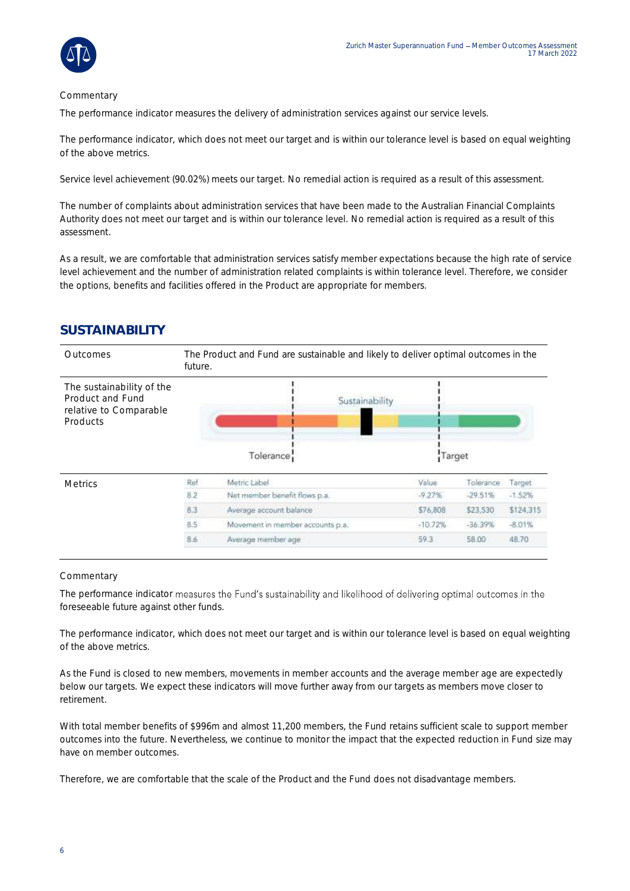Commentary

The performance indicator measures the delivery of administration services against our service levels.

The performance indicator, which does not meet our target and is within our tolerance level is based on equal weighting of the above metrics.

Service level achievement (90.02%) meets our target. No remedial action is required as a result of this assessment.

The number of complaints about administration services that have been made to the Australian Financial Complaints Authority does not meet our target and is within our tolerance level. No remedial action is required as a result of this assessment.

As a result, we are comfortable that administration services satisfy member expectations because the high rate of service level achievement and the number of administration related complaints is within tolerance level. Therefore, we consider the options, benefits and facilities offered in the Product are appropriate for members.

## SUSTAINABILITY

| | |
|---|---|
| Outcomes | The Product and Fund are sustainable and likely to deliver optimal outcomes in the future. |
| The sustainability of the Product and Fund relative to Comparable Products | Sustainability (Tolerance / Target) |

Metrics

| Ref | Metric Label | Value | Tolerance | Target |
|---|---|---|---|---|
| 8.2 | Net member benefit flows p.a. | -9.27% | -29.51% | -1.52% |
| 8.3 | Average account balance | $76,808 | $23,530 | $124,315 |
| 8.5 | Movement in member accounts p.a. | -10.72% | -36.39% | -8.01% |
| 8.6 | Average member age | 59.3 | 58.00 | 48.70 |

Commentary

The performance indicator measures the Fund's sustainability and likelihood of delivering optimal outcomes in the foreseeable future against other funds.

The performance indicator, which does not meet our target and is within our tolerance level is based on equal weighting of the above metrics.

As the Fund is closed to new members, movements in member accounts and the average member age are expectedly below our targets. We expect these indicators will move further away from our targets as members move closer to retirement.

With total member benefits of $996m and almost 11,200 members, the Fund retains sufficient scale to support member outcomes into the future. Nevertheless, we continue to monitor the impact that the expected reduction in Fund size may have on member outcomes.

Therefore, we are comfortable that the scale of the Product and the Fund does not disadvantage members.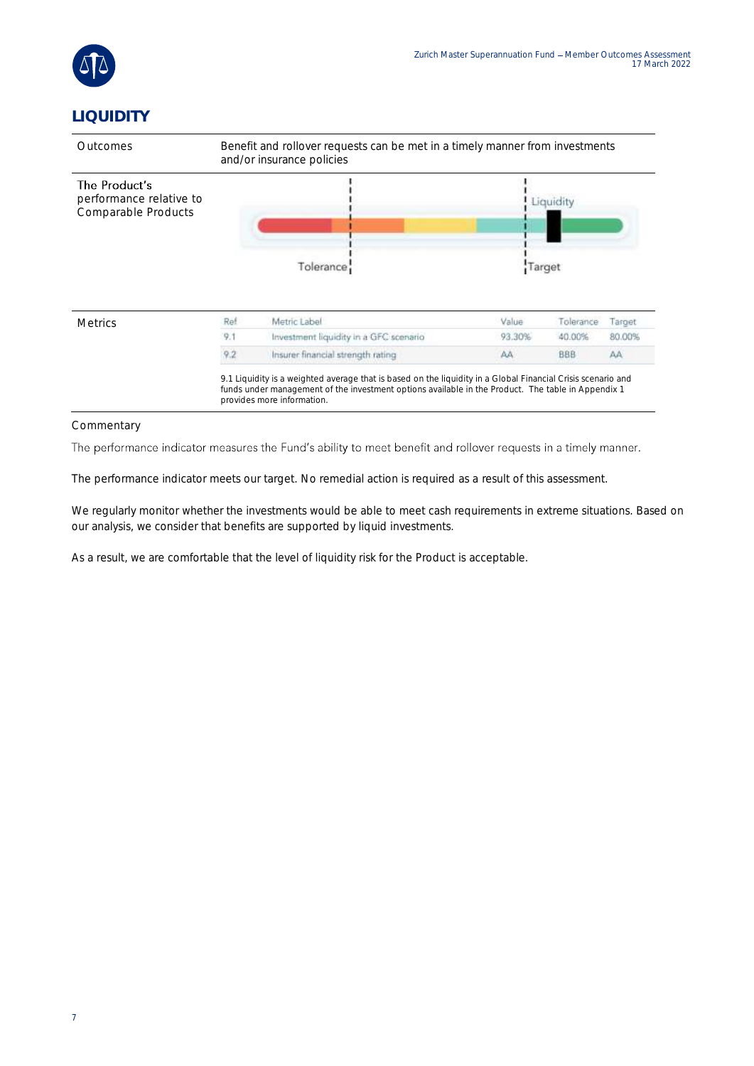## LIQUIDITY

| | |
|---|---|
| Outcomes | Benefit and rollover requests can be met in a timely manner from investments and/or insurance policies |
| The Product's performance relative to Comparable Products | Liquidity / Tolerance / Target |

**Metrics**

| Ref | Metric Label | Value | Tolerance | Target |
|---|---|---|---|---|
| 9.1 | Investment liquidity in a GFC scenario | 93.30% | 40.00% | 80.00% |
| 9.2 | Insurer financial strength rating | AA | BBB | AA |

9.1 Liquidity is a weighted average that is based on the liquidity in a Global Financial Crisis scenario and funds under management of the investment options available in the Product. The table in Appendix 1 provides more information.

### Commentary

The performance indicator measures the Fund's ability to meet benefit and rollover requests in a timely manner.

The performance indicator meets our target. No remedial action is required as a result of this assessment.

We regularly monitor whether the investments would be able to meet cash requirements in extreme situations. Based on our analysis, we consider that benefits are supported by liquid investments.

As a result, we are comfortable that the level of liquidity risk for the Product is acceptable.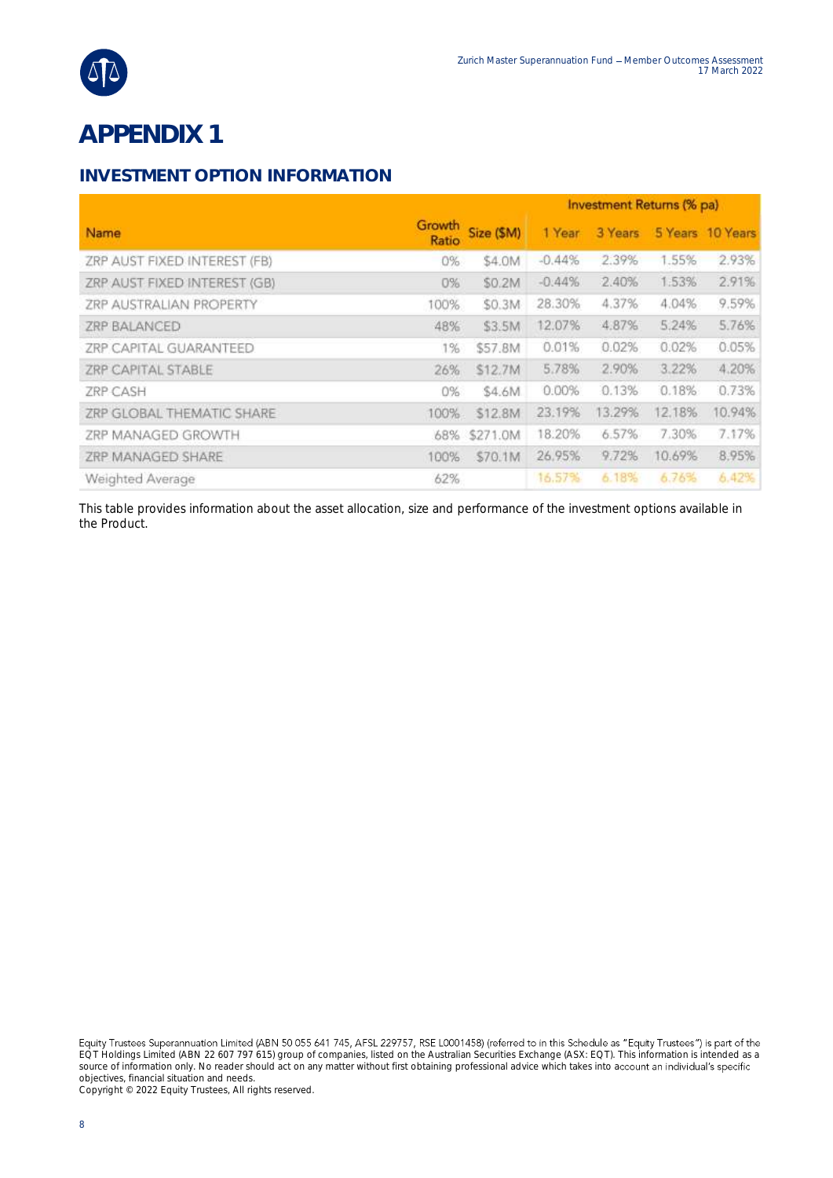# APPENDIX 1

## INVESTMENT OPTION INFORMATION

| Name | Growth Ratio | Size ($M) | Investment Returns (% pa) | | | |
|---|---|---|---|---|---|---|
| | | | 1 Year | 3 Years | 5 Years | 10 Years |
| ZRP AUST FIXED INTEREST (FB) | 0% | $4.0M | -0.44% | 2.39% | 1.55% | 2.93% |
| ZRP AUST FIXED INTEREST (GB) | 0% | $0.2M | -0.44% | 2.40% | 1.53% | 2.91% |
| ZRP AUSTRALIAN PROPERTY | 100% | $0.3M | 28.30% | 4.37% | 4.04% | 9.59% |
| ZRP BALANCED | 48% | $3.5M | 12.07% | 4.87% | 5.24% | 5.76% |
| ZRP CAPITAL GUARANTEED | 1% | $57.8M | 0.01% | 0.02% | 0.02% | 0.05% |
| ZRP CAPITAL STABLE | 26% | $12.7M | 5.78% | 2.90% | 3.22% | 4.20% |
| ZRP CASH | 0% | $4.6M | 0.00% | 0.13% | 0.18% | 0.73% |
| ZRP GLOBAL THEMATIC SHARE | 100% | $12.8M | 23.19% | 13.29% | 12.18% | 10.94% |
| ZRP MANAGED GROWTH | 68% | $271.0M | 18.20% | 6.57% | 7.30% | 7.17% |
| ZRP MANAGED SHARE | 100% | $70.1M | 26.95% | 9.72% | 10.69% | 8.95% |
| Weighted Average | 62% | | 16.57% | 6.18% | 6.76% | 6.42% |

This table provides information about the asset allocation, size and performance of the investment options available in the Product.

Equity Trustees Superannuation Limited (ABN 50 055 641 745, AFSL 229757, RSE L0001458) (referred to in this Schedule as "Equity Trustees") is part of the EQT Holdings Limited (ABN 22 607 797 615) group of companies, listed on the Australian Securities Exchange (ASX: EQT). This information is intended as a source of information only. No reader should act on any matter without first obtaining professional advice which takes into account an individual's specific objectives, financial situation and needs.
Copyright © 2022 Equity Trustees, All rights reserved.